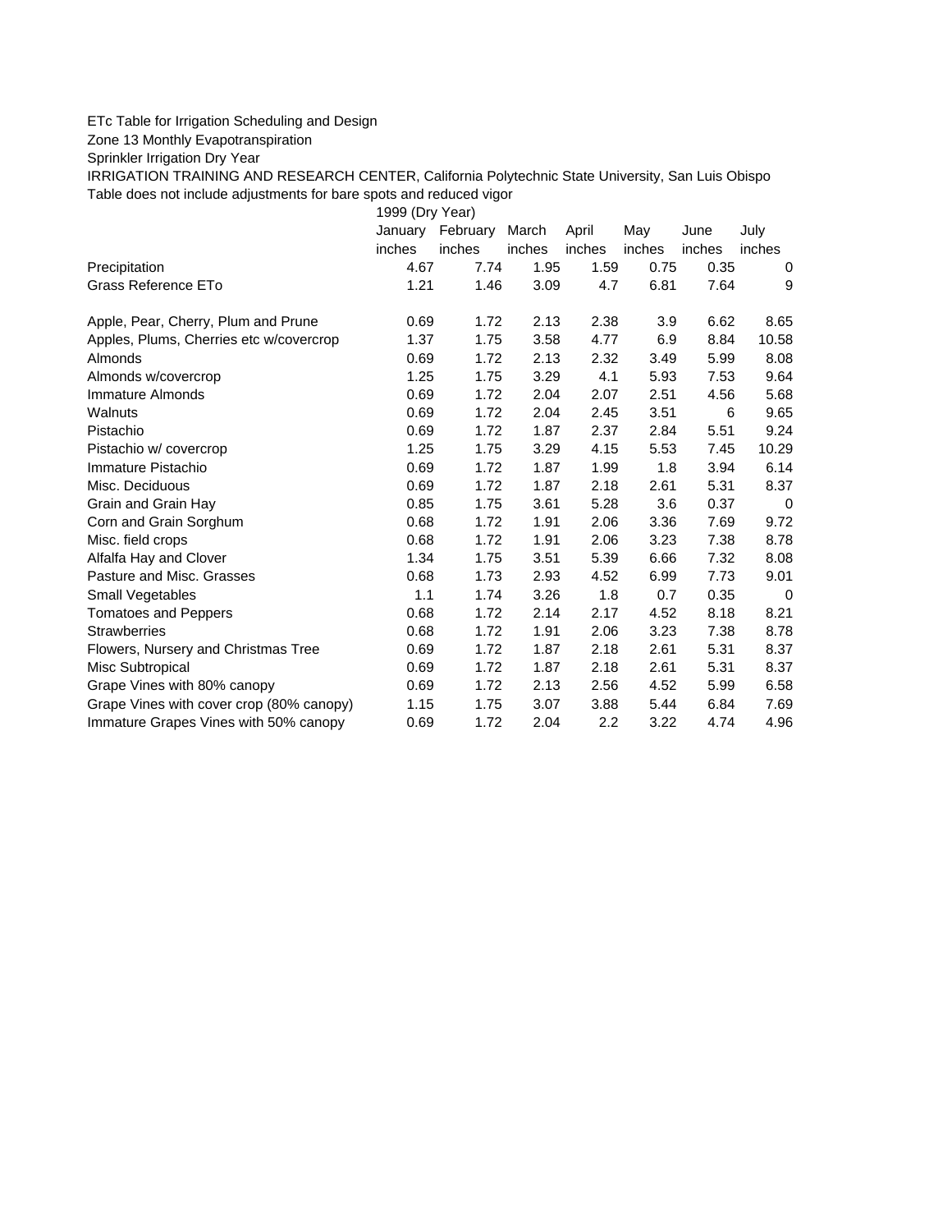ETc Table for Irrigation Scheduling and Design

Zone 13 Monthly Evapotranspiration

Sprinkler Irrigation Dry Year

IRRIGATION TRAINING AND RESEARCH CENTER, California Polytechnic State University, San Luis Obispo

Table does not include adjustments for bare spots and reduced vigor

| | 1999 (Dry Year) | | | | | | |
|---|---|---|---|---|---|---|---|
| | January | February | March | April | May | June | July |
| | inches | inches | inches | inches | inches | inches | inches |
| Precipitation | 4.67 | 7.74 | 1.95 | 1.59 | 0.75 | 0.35 | 0 |
| Grass Reference ETo | 1.21 | 1.46 | 3.09 | 4.7 | 6.81 | 7.64 | 9 |
| | | | | | | | |
| Apple, Pear, Cherry, Plum and Prune | 0.69 | 1.72 | 2.13 | 2.38 | 3.9 | 6.62 | 8.65 |
| Apples, Plums, Cherries etc w/covercrop | 1.37 | 1.75 | 3.58 | 4.77 | 6.9 | 8.84 | 10.58 |
| Almonds | 0.69 | 1.72 | 2.13 | 2.32 | 3.49 | 5.99 | 8.08 |
| Almonds w/covercrop | 1.25 | 1.75 | 3.29 | 4.1 | 5.93 | 7.53 | 9.64 |
| Immature Almonds | 0.69 | 1.72 | 2.04 | 2.07 | 2.51 | 4.56 | 5.68 |
| Walnuts | 0.69 | 1.72 | 2.04 | 2.45 | 3.51 | 6 | 9.65 |
| Pistachio | 0.69 | 1.72 | 1.87 | 2.37 | 2.84 | 5.51 | 9.24 |
| Pistachio w/ covercrop | 1.25 | 1.75 | 3.29 | 4.15 | 5.53 | 7.45 | 10.29 |
| Immature Pistachio | 0.69 | 1.72 | 1.87 | 1.99 | 1.8 | 3.94 | 6.14 |
| Misc. Deciduous | 0.69 | 1.72 | 1.87 | 2.18 | 2.61 | 5.31 | 8.37 |
| Grain and Grain Hay | 0.85 | 1.75 | 3.61 | 5.28 | 3.6 | 0.37 | 0 |
| Corn and Grain Sorghum | 0.68 | 1.72 | 1.91 | 2.06 | 3.36 | 7.69 | 9.72 |
| Misc. field crops | 0.68 | 1.72 | 1.91 | 2.06 | 3.23 | 7.38 | 8.78 |
| Alfalfa Hay and Clover | 1.34 | 1.75 | 3.51 | 5.39 | 6.66 | 7.32 | 8.08 |
| Pasture and Misc. Grasses | 0.68 | 1.73 | 2.93 | 4.52 | 6.99 | 7.73 | 9.01 |
| Small Vegetables | 1.1 | 1.74 | 3.26 | 1.8 | 0.7 | 0.35 | 0 |
| Tomatoes and Peppers | 0.68 | 1.72 | 2.14 | 2.17 | 4.52 | 8.18 | 8.21 |
| Strawberries | 0.68 | 1.72 | 1.91 | 2.06 | 3.23 | 7.38 | 8.78 |
| Flowers, Nursery and Christmas Tree | 0.69 | 1.72 | 1.87 | 2.18 | 2.61 | 5.31 | 8.37 |
| Misc Subtropical | 0.69 | 1.72 | 1.87 | 2.18 | 2.61 | 5.31 | 8.37 |
| Grape Vines with 80% canopy | 0.69 | 1.72 | 2.13 | 2.56 | 4.52 | 5.99 | 6.58 |
| Grape Vines with cover crop (80% canopy) | 1.15 | 1.75 | 3.07 | 3.88 | 5.44 | 6.84 | 7.69 |
| Immature Grapes Vines with 50% canopy | 0.69 | 1.72 | 2.04 | 2.2 | 3.22 | 4.74 | 4.96 |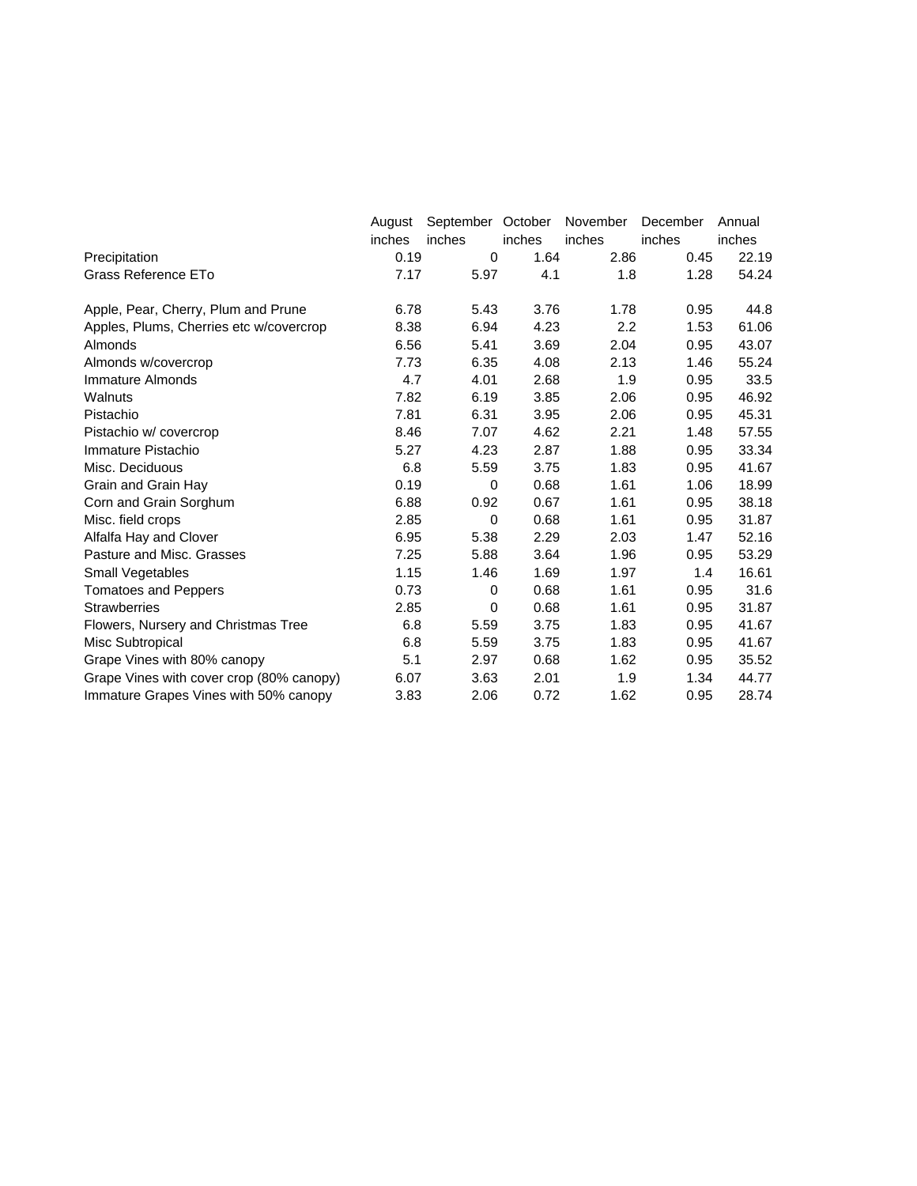| | August inches | September inches | October inches | November inches | December inches | Annual inches |
|---|---|---|---|---|---|---|
| Precipitation | 0.19 | 0 | 1.64 | 2.86 | 0.45 | 22.19 |
| Grass Reference ETo | 7.17 | 5.97 | 4.1 | 1.8 | 1.28 | 54.24 |
| | | | | | | |
| Apple, Pear, Cherry, Plum and Prune | 6.78 | 5.43 | 3.76 | 1.78 | 0.95 | 44.8 |
| Apples, Plums, Cherries etc w/covercrop | 8.38 | 6.94 | 4.23 | 2.2 | 1.53 | 61.06 |
| Almonds | 6.56 | 5.41 | 3.69 | 2.04 | 0.95 | 43.07 |
| Almonds w/covercrop | 7.73 | 6.35 | 4.08 | 2.13 | 1.46 | 55.24 |
| Immature Almonds | 4.7 | 4.01 | 2.68 | 1.9 | 0.95 | 33.5 |
| Walnuts | 7.82 | 6.19 | 3.85 | 2.06 | 0.95 | 46.92 |
| Pistachio | 7.81 | 6.31 | 3.95 | 2.06 | 0.95 | 45.31 |
| Pistachio w/ covercrop | 8.46 | 7.07 | 4.62 | 2.21 | 1.48 | 57.55 |
| Immature Pistachio | 5.27 | 4.23 | 2.87 | 1.88 | 0.95 | 33.34 |
| Misc. Deciduous | 6.8 | 5.59 | 3.75 | 1.83 | 0.95 | 41.67 |
| Grain and Grain Hay | 0.19 | 0 | 0.68 | 1.61 | 1.06 | 18.99 |
| Corn and Grain Sorghum | 6.88 | 0.92 | 0.67 | 1.61 | 0.95 | 38.18 |
| Misc. field crops | 2.85 | 0 | 0.68 | 1.61 | 0.95 | 31.87 |
| Alfalfa Hay and Clover | 6.95 | 5.38 | 2.29 | 2.03 | 1.47 | 52.16 |
| Pasture and Misc. Grasses | 7.25 | 5.88 | 3.64 | 1.96 | 0.95 | 53.29 |
| Small Vegetables | 1.15 | 1.46 | 1.69 | 1.97 | 1.4 | 16.61 |
| Tomatoes and Peppers | 0.73 | 0 | 0.68 | 1.61 | 0.95 | 31.6 |
| Strawberries | 2.85 | 0 | 0.68 | 1.61 | 0.95 | 31.87 |
| Flowers, Nursery and Christmas Tree | 6.8 | 5.59 | 3.75 | 1.83 | 0.95 | 41.67 |
| Misc Subtropical | 6.8 | 5.59 | 3.75 | 1.83 | 0.95 | 41.67 |
| Grape Vines with 80% canopy | 5.1 | 2.97 | 0.68 | 1.62 | 0.95 | 35.52 |
| Grape Vines with cover crop (80% canopy) | 6.07 | 3.63 | 2.01 | 1.9 | 1.34 | 44.77 |
| Immature Grapes Vines with 50% canopy | 3.83 | 2.06 | 0.72 | 1.62 | 0.95 | 28.74 |